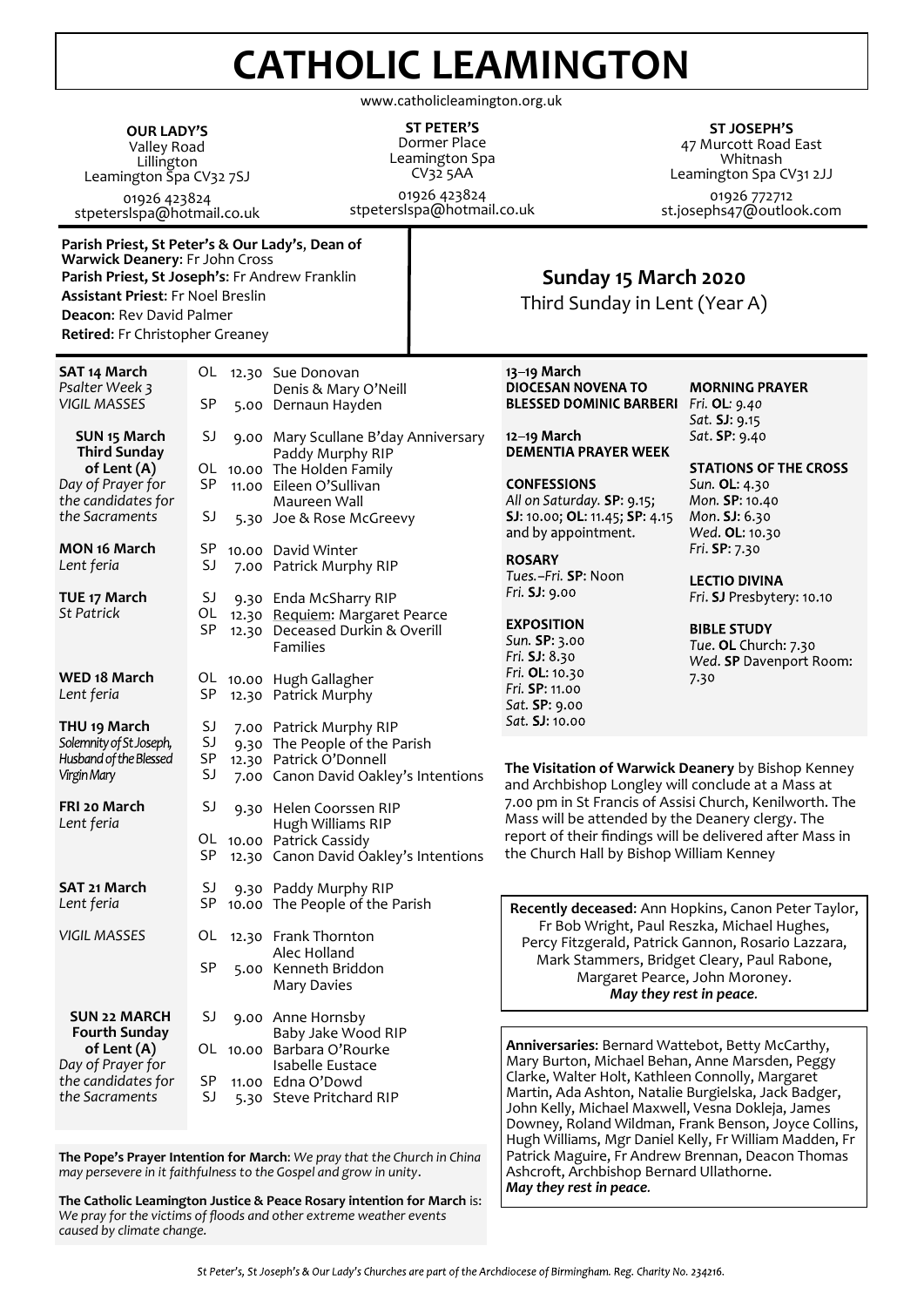# CATHOLIC LEAMINGTON

www.catholicleamington.org.uk

**OUR LADY'S**
Valley Road
Lillington
Leamington Spa CV32 7SJ
01926 423824
stpeterslspa@hotmail.co.uk

**ST PETER'S**
Dormer Place
Leamington Spa
CV32 5AA
01926 423824
stpeterslspa@hotmail.co.uk

**ST JOSEPH'S**
47 Murcott Road East
Whitnash
Leamington Spa CV31 2JJ
01926 772712
st.josephs47@outlook.com

**Parish Priest, St Peter's & Our Lady's, Dean of Warwick Deanery**: Fr John Cross
**Parish Priest, St Joseph's**: Fr Andrew Franklin
**Assistant Priest**: Fr Noel Breslin
**Deacon**: Rev David Palmer
**Retired**: Fr Christopher Greaney

## Sunday 15 March 2020

Third Sunday in Lent (Year A)

| Day | Church | Time | Intention |
|---|---|---|---|
| **SAT 14 March** *Psalter Week 3* *VIGIL MASSES* | OL | 12.30 | Sue Donovan; Denis & Mary O'Neill |
| | SP | 5.00 | Dernaun Hayden |
| **SUN 15 March Third Sunday of Lent (A)** *Day of Prayer for the candidates for the Sacraments* | SJ | 9.00 | Mary Scullane B'day Anniversary; Paddy Murphy RIP |
| | OL | 10.00 | The Holden Family |
| | SP | 11.00 | Eileen O'Sullivan; Maureen Wall |
| | SJ | 5.30 | Joe & Rose McGreevy |
| **MON 16 March** *Lent feria* | SP | 10.00 | David Winter |
| | SJ | 7.00 | Patrick Murphy RIP |
| **TUE 17 March** *St Patrick* | SJ | 9.30 | Enda McSharry RIP |
| | OL | 12.30 | Requiem: Margaret Pearce |
| | SP | 12.30 | Deceased Durkin & Overill Families |
| **WED 18 March** *Lent feria* | OL | 10.00 | Hugh Gallagher |
| | SP | 12.30 | Patrick Murphy |
| **THU 19 March** *Solemnity of St Joseph, Husband of the Blessed Virgin Mary* | SJ | 7.00 | Patrick Murphy RIP |
| | SJ | 9.30 | The People of the Parish |
| | SP | 12.30 | Patrick O'Donnell |
| | SJ | 7.00 | Canon David Oakley's Intentions |
| **FRI 20 March** *Lent feria* | SJ | 9.30 | Helen Coorssen RIP; Hugh Williams RIP |
| | OL | 10.00 | Patrick Cassidy |
| | SP | 12.30 | Canon David Oakley's Intentions |
| **SAT 21 March** *Lent feria* | SJ | 9.30 | Paddy Murphy RIP |
| | SP | 10.00 | The People of the Parish |
| *VIGIL MASSES* | OL | 12.30 | Frank Thornton; Alec Holland |
| | SP | 5.00 | Kenneth Briddon; Mary Davies |
| **SUN 22 MARCH Fourth Sunday of Lent (A)** *Day of Prayer for the candidates for the Sacraments* | SJ | 9.00 | Anne Hornsby; Baby Jake Wood RIP |
| | OL | 10.00 | Barbara O'Rourke; Isabelle Eustace |
| | SP | 11.00 | Edna O'Dowd |
| | SJ | 5.30 | Steve Pritchard RIP |

**The Pope's Prayer Intention for March**: *We pray that the Church in China may persevere in it faithfulness to the Gospel and grow in unity*.

**The Catholic Leamington Justice & Peace Rosary intention for March** is: *We pray for the victims of floods and other extreme weather events caused by climate change.*

**13–19 March**
**DIOCESAN NOVENA TO BLESSED DOMINIC BARBERI**

**12–19 March**
**DEMENTIA PRAYER WEEK**

**CONFESSIONS**
*All on Saturday.* **SP**: 9.15; **SJ**: 10.00; **OL**: 11.45; **SP**: 4.15 and by appointment.

**ROSARY**
*Tues.–Fri.* **SP**: Noon
*Fri.* **SJ**: 9.00

**EXPOSITION**
*Sun.* **SP**: 3.00
*Fri.* **SJ**: 8.30
*Fri.* **OL**: 10.30
*Fri.* **SP**: 11.00
*Sat.* **SP**: 9.00
*Sat.* **SJ**: 10.00

**MORNING PRAYER**
*Fri.* **OL**: *9.40*
*Sat.* **SJ**: 9.15
*Sat.* **SP**: 9.40

**STATIONS OF THE CROSS**
*Sun.* **OL**: 4.30
*Mon.* **SP**: 10.40
*Mon.* **SJ**: 6.30
*Wed.* **OL**: 10.30
*Fri.* **SP**: 7.30

**LECTIO DIVINA**
*Fri.* **SJ** Presbytery: 10.10

**BIBLE STUDY**
*Tue.* **OL** Church: 7.30
*Wed.* **SP** Davenport Room: 7.30

**The Visitation of Warwick Deanery** by Bishop Kenney and Archbishop Longley will conclude at a Mass at 7.00 pm in St Francis of Assisi Church, Kenilworth. The Mass will be attended by the Deanery clergy. The report of their findings will be delivered after Mass in the Church Hall by Bishop William Kenney

**Recently deceased**: Ann Hopkins, Canon Peter Taylor, Fr Bob Wright, Paul Reszka, Michael Hughes, Percy Fitzgerald, Patrick Gannon, Rosario Lazzara, Mark Stammers, Bridget Cleary, Paul Rabone, Margaret Pearce, John Moroney.
***May they rest in peace.***

**Anniversaries**: Bernard Wattebot, Betty McCarthy, Mary Burton, Michael Behan, Anne Marsden, Peggy Clarke, Walter Holt, Kathleen Connolly, Margaret Martin, Ada Ashton, Natalie Burgielska, Jack Badger, John Kelly, Michael Maxwell, Vesna Dokleja, James Downey, Roland Wildman, Frank Benson, Joyce Collins, Hugh Williams, Mgr Daniel Kelly, Fr William Madden, Fr Patrick Maguire, Fr Andrew Brennan, Deacon Thomas Ashcroft, Archbishop Bernard Ullathorne.
***May they rest in peace.***

*St Peter's, St Joseph's & Our Lady's Churches are part of the Archdiocese of Birmingham. Reg. Charity No. 234216.*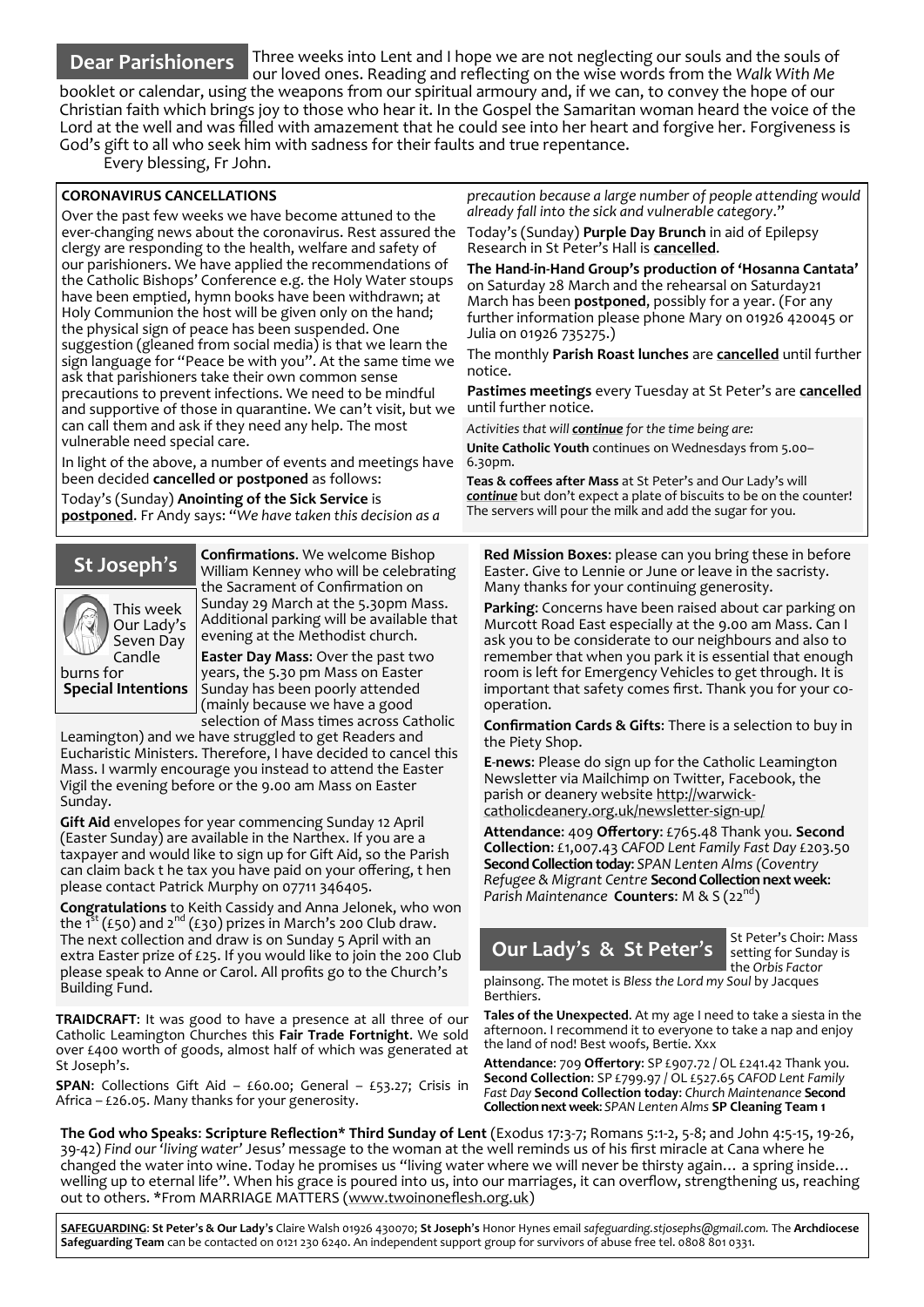## Dear Parishioners

Three weeks into Lent and I hope we are not neglecting our souls and the souls of our loved ones. Reading and reflecting on the wise words from the *Walk With Me* booklet or calendar, using the weapons from our spiritual armoury and, if we can, to convey the hope of our Christian faith which brings joy to those who hear it. In the Gospel the Samaritan woman heard the voice of the Lord at the well and was filled with amazement that he could see into her heart and forgive her. Forgiveness is God's gift to all who seek him with sadness for their faults and true repentance.

Every blessing, Fr John.

**CORONAVIRUS CANCELLATIONS**

Over the past few weeks we have become attuned to the ever-changing news about the coronavirus. Rest assured the clergy are responding to the health, welfare and safety of our parishioners. We have applied the recommendations of the Catholic Bishops' Conference e.g. the Holy Water stoups have been emptied, hymn books have been withdrawn; at Holy Communion the host will be given only on the hand; the physical sign of peace has been suspended. One suggestion (gleaned from social media) is that we learn the sign language for "Peace be with you". At the same time we ask that parishioners take their own common sense precautions to prevent infections. We need to be mindful and supportive of those in quarantine. We can't visit, but we can call them and ask if they need any help. The most vulnerable need special care.

In light of the above, a number of events and meetings have been decided **cancelled or postponed** as follows:

Today's (Sunday) **Anointing of the Sick Service** is **postponed**. Fr Andy says: "*We have taken this decision as a precaution because a large number of people attending would already fall into the sick and vulnerable category*."

Today's (Sunday) **Purple Day Brunch** in aid of Epilepsy Research in St Peter's Hall is **cancelled**.

**The Hand-in-Hand Group's production of 'Hosanna Cantata'** on Saturday 28 March and the rehearsal on Saturday21 March has been **postponed**, possibly for a year. (For any further information please phone Mary on 01926 420045 or Julia on 01926 735275.)

The monthly **Parish Roast lunches** are **cancelled** until further notice.

**Pastimes meetings** every Tuesday at St Peter's are **cancelled** until further notice.

*Activities that will **continue** for the time being are:*

**Unite Catholic Youth** continues on Wednesdays from 5.00–6.30pm.

**Teas & coffees after Mass** at St Peter's and Our Lady's will ***continue*** but don't expect a plate of biscuits to be on the counter! The servers will pour the milk and add the sugar for you.

## St Joseph's

This week Our Lady's Seven Day Candle burns for **Special Intentions**

**Confirmations**. We welcome Bishop William Kenney who will be celebrating the Sacrament of Confirmation on Sunday 29 March at the 5.30pm Mass. Additional parking will be available that evening at the Methodist church.

**Easter Day Mass**: Over the past two years, the 5.30 pm Mass on Easter Sunday has been poorly attended (mainly because we have a good selection of Mass times across Catholic Leamington) and we have struggled to get Readers and Eucharistic Ministers. Therefore, I have decided to cancel this Mass. I warmly encourage you instead to attend the Easter Vigil the evening before or the 9.00 am Mass on Easter Sunday.

**Gift Aid** envelopes for year commencing Sunday 12 April (Easter Sunday) are available in the Narthex. If you are a taxpayer and would like to sign up for Gift Aid, so the Parish can claim back t he tax you have paid on your offering, t hen please contact Patrick Murphy on 07711 346405.

**Congratulations** to Keith Cassidy and Anna Jelonek, who won the 1st (£50) and 2nd (£30) prizes in March's 200 Club draw. The next collection and draw is on Sunday 5 April with an extra Easter prize of £25. If you would like to join the 200 Club please speak to Anne or Carol. All profits go to the Church's Building Fund.

**TRAIDCRAFT**: It was good to have a presence at all three of our Catholic Leamington Churches this **Fair Trade Fortnight**. We sold over £400 worth of goods, almost half of which was generated at St Joseph's.

**SPAN**: Collections Gift Aid – £60.00; General – £53.27; Crisis in Africa – £26.05. Many thanks for your generosity.

**Red Mission Boxes**: please can you bring these in before Easter. Give to Lennie or June or leave in the sacristy. Many thanks for your continuing generosity.

**Parking**: Concerns have been raised about car parking on Murcott Road East especially at the 9.00 am Mass. Can I ask you to be considerate to our neighbours and also to remember that when you park it is essential that enough room is left for Emergency Vehicles to get through. It is important that safety comes first. Thank you for your co-operation.

**Confirmation Cards & Gifts**: There is a selection to buy in the Piety Shop.

**E-news**: Please do sign up for the Catholic Leamington Newsletter via Mailchimp on Twitter, Facebook, the parish or deanery website http://warwick-catholicdeanery.org.uk/newsletter-sign-up/

**Attendance**: 409 **Offertory**: £765.48 Thank you. **Second Collection**: £1,007.43 *CAFOD Lent Family Fast Day* £203.50 **Second Collection today**: *SPAN Lenten Alms (Coventry Refugee & Migrant Centre* **Second Collection next week**: *Parish Maintenance* **Counters**: M & S (22nd)

## Our Lady's & St Peter's

St Peter's Choir: Mass setting for Sunday is the *Orbis Factor* plainsong. The motet is *Bless the Lord my Soul* by Jacques Berthiers.

**Tales of the Unexpected**. At my age I need to take a siesta in the afternoon. I recommend it to everyone to take a nap and enjoy the land of nod! Best woofs, Bertie. Xxx

**Attendance**: 709 **Offertory**: SP £907.72 / OL £241.42 Thank you. **Second Collection**: SP £799.97 / OL £527.65 *CAFOD Lent Family Fast Day* **Second Collection today**: *Church Maintenance* **Second Collection next week**: *SPAN Lenten Alms* **SP Cleaning Team 1**

**The God who Speaks**: **Scripture Reflection\* Third Sunday of Lent** (Exodus 17:3-7; Romans 5:1-2, 5-8; and John 4:5-15, 19-26, 39-42) *Find our 'living water'* Jesus' message to the woman at the well reminds us of his first miracle at Cana where he changed the water into wine. Today he promises us "living water where we will never be thirsty again… a spring inside… welling up to eternal life". When his grace is poured into us, into our marriages, it can overflow, strengthening us, reaching out to others. \*From MARRIAGE MATTERS (www.twoinoneflesh.org.uk)

**SAFEGUARDING**: **St Peter's & Our Lady's** Claire Walsh 01926 430070; **St Joseph's** Honor Hynes email *safeguarding.stjosephs@gmail.com.* The **Archdiocese Safeguarding Team** can be contacted on 0121 230 6240. An independent support group for survivors of abuse free tel. 0808 801 0331.